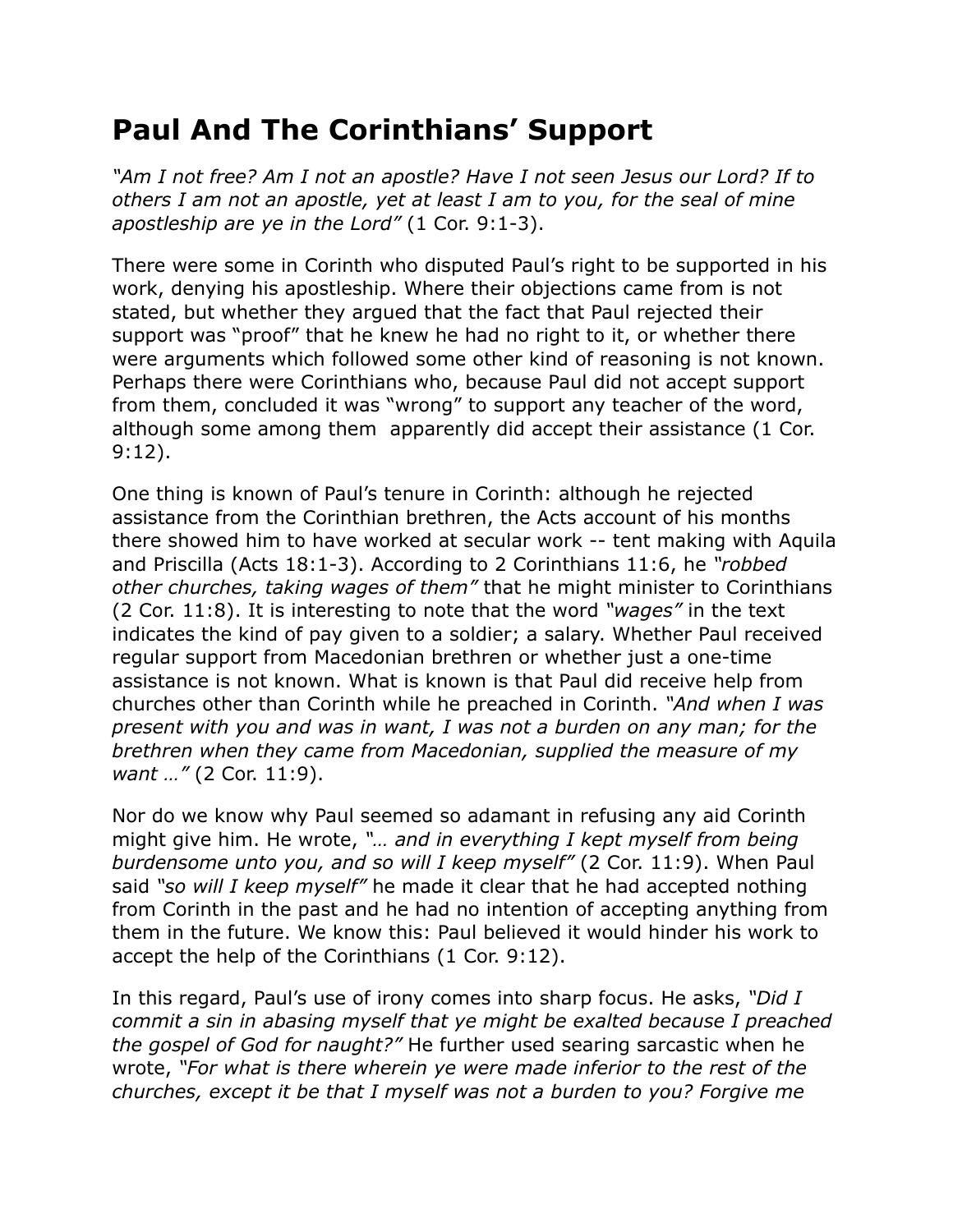# Paul And The Corinthians’ Support

*“Am I not free? Am I not an apostle? Have I not seen Jesus our Lord? If to others I am not an apostle, yet at least I am to you, for the seal of mine apostleship are ye in the Lord”* (1 Cor. 9:1-3).

There were some in Corinth who disputed Paul’s right to be supported in his work, denying his apostleship. Where their objections came from is not stated, but whether they argued that the fact that Paul rejected their support was “proof” that he knew he had no right to it, or whether there were arguments which followed some other kind of reasoning is not known. Perhaps there were Corinthians who, because Paul did not accept support from them, concluded it was “wrong” to support any teacher of the word, although some among them apparently did accept their assistance (1 Cor. 9:12).

One thing is known of Paul’s tenure in Corinth: although he rejected assistance from the Corinthian brethren, the Acts account of his months there showed him to have worked at secular work -- tent making with Aquila and Priscilla (Acts 18:1-3). According to 2 Corinthians 11:6, he *“robbed other churches, taking wages of them”* that he might minister to Corinthians (2 Cor. 11:8). It is interesting to note that the word *“wages”* in the text indicates the kind of pay given to a soldier; a salary. Whether Paul received regular support from Macedonian brethren or whether just a one-time assistance is not known. What is known is that Paul did receive help from churches other than Corinth while he preached in Corinth. *“And when I was present with you and was in want, I was not a burden on any man; for the brethren when they came from Macedonian, supplied the measure of my want …”* (2 Cor. 11:9).

Nor do we know why Paul seemed so adamant in refusing any aid Corinth might give him. He wrote, *“… and in everything I kept myself from being burdensome unto you, and so will I keep myself”* (2 Cor. 11:9). When Paul said *“so will I keep myself”* he made it clear that he had accepted nothing from Corinth in the past and he had no intention of accepting anything from them in the future. We know this: Paul believed it would hinder his work to accept the help of the Corinthians (1 Cor. 9:12).

In this regard, Paul’s use of irony comes into sharp focus. He asks, *“Did I commit a sin in abasing myself that ye might be exalted because I preached the gospel of God for naught?”* He further used searing sarcastic when he wrote, *“For what is there wherein ye were made inferior to the rest of the churches, except it be that I myself was not a burden to you? Forgive me*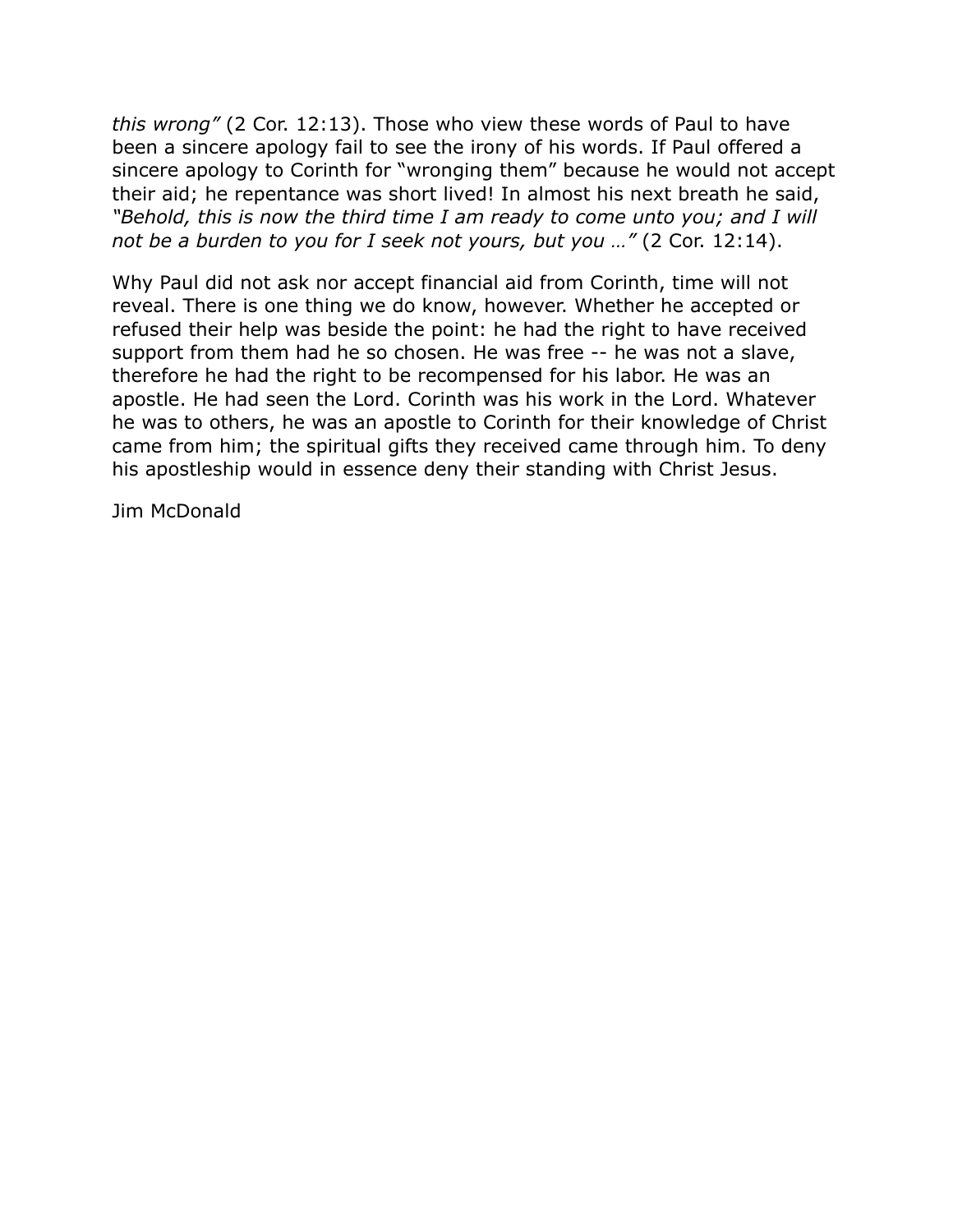*this wrong"* (2 Cor. 12:13). Those who view these words of Paul to have been a sincere apology fail to see the irony of his words. If Paul offered a sincere apology to Corinth for "wronging them" because he would not accept their aid; he repentance was short lived! In almost his next breath he said, *"Behold, this is now the third time I am ready to come unto you; and I will not be a burden to you for I seek not yours, but you …"* (2 Cor. 12:14).

Why Paul did not ask nor accept financial aid from Corinth, time will not reveal. There is one thing we do know, however. Whether he accepted or refused their help was beside the point: he had the right to have received support from them had he so chosen. He was free -- he was not a slave, therefore he had the right to be recompensed for his labor. He was an apostle. He had seen the Lord. Corinth was his work in the Lord. Whatever he was to others, he was an apostle to Corinth for their knowledge of Christ came from him; the spiritual gifts they received came through him. To deny his apostleship would in essence deny their standing with Christ Jesus.

Jim McDonald